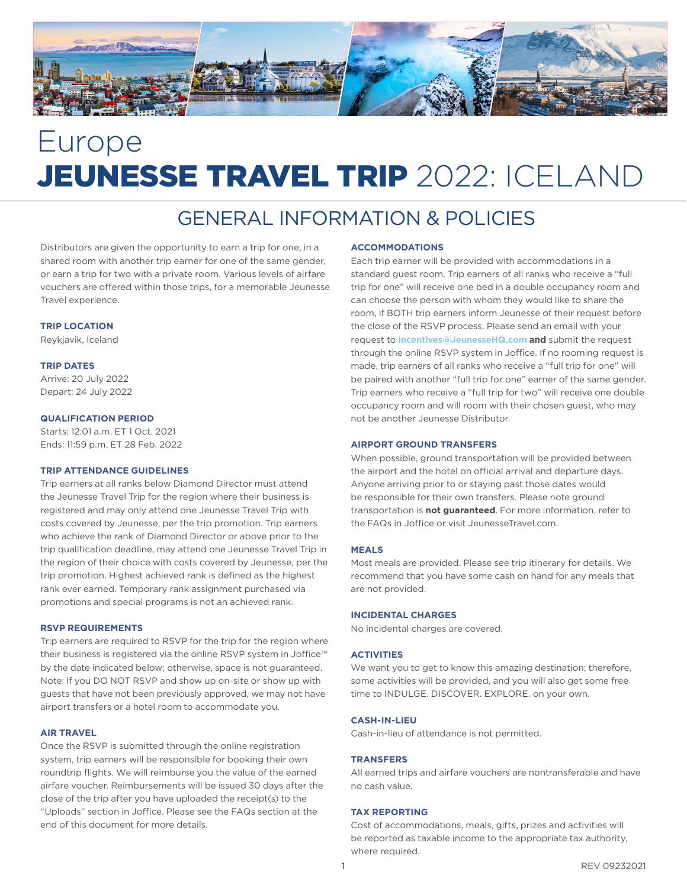# Europe
# JEUNESSE TRAVEL TRIP 2022: ICELAND

## GENERAL INFORMATION & POLICIES

Distributors are given the opportunity to earn a trip for one, in a shared room with another trip earner for one of the same gender, or earn a trip for two with a private room. Various levels of airfare vouchers are offered within those trips, for a memorable Jeunesse Travel experience.

### TRIP LOCATION

Reykjavik, Iceland

### TRIP DATES

Arrive: 20 July 2022
Depart: 24 July 2022

### QUALIFICATION PERIOD

Starts: 12:01 a.m. ET 1 Oct. 2021
Ends: 11:59 p.m. ET 28 Feb. 2022

### TRIP ATTENDANCE GUIDELINES

Trip earners at all ranks below Diamond Director must attend the Jeunesse Travel Trip for the region where their business is registered and may only attend one Jeunesse Travel Trip with costs covered by Jeunesse, per the trip promotion. Trip earners who achieve the rank of Diamond Director or above prior to the trip qualification deadline, may attend one Jeunesse Travel Trip in the region of their choice with costs covered by Jeunesse, per the trip promotion. Highest achieved rank is defined as the highest rank ever earned. Temporary rank assignment purchased via promotions and special programs is not an achieved rank.

### RSVP REQUIREMENTS

Trip earners are required to RSVP for the trip for the region where their business is registered via the online RSVP system in Joffice™ by the date indicated below; otherwise, space is not guaranteed. Note: If you DO NOT RSVP and show up on-site or show up with guests that have not been previously approved, we may not have airport transfers or a hotel room to accommodate you.

### AIR TRAVEL

Once the RSVP is submitted through the online registration system, trip earners will be responsible for booking their own roundtrip flights. We will reimburse you the value of the earned airfare voucher. Reimbursements will be issued 30 days after the close of the trip after you have uploaded the receipt(s) to the "Uploads" section in Joffice. Please see the FAQs section at the end of this document for more details.

### ACCOMMODATIONS

Each trip earner will be provided with accommodations in a standard guest room. Trip earners of all ranks who receive a "full trip for one" will receive one bed in a double occupancy room and can choose the person with whom they would like to share the room, if BOTH trip earners inform Jeunesse of their request before the close of the RSVP process. Please send an email with your request to Incentives@JeunesseHQ.com **and** submit the request through the online RSVP system in Joffice. If no rooming request is made, trip earners of all ranks who receive a "full trip for one" will be paired with another "full trip for one" earner of the same gender. Trip earners who receive a "full trip for two" will receive one double occupancy room and will room with their chosen guest, who may not be another Jeunesse Distributor.

### AIRPORT GROUND TRANSFERS

When possible, ground transportation will be provided between the airport and the hotel on official arrival and departure days. Anyone arriving prior to or staying past those dates would be responsible for their own transfers. Please note ground transportation is **not guaranteed**. For more information, refer to the FAQs in Joffice or visit JeunesseTravel.com.

### MEALS

Most meals are provided. Please see trip itinerary for details. We recommend that you have some cash on hand for any meals that are not provided.

### INCIDENTAL CHARGES

No incidental charges are covered.

### ACTIVITIES

We want you to get to know this amazing destination; therefore, some activities will be provided, and you will also get some free time to INDULGE. DISCOVER. EXPLORE. on your own.

### CASH-IN-LIEU

Cash-in-lieu of attendance is not permitted.

### TRANSFERS

All earned trips and airfare vouchers are nontransferable and have no cash value.

### TAX REPORTING

Cost of accommodations, meals, gifts, prizes and activities will be reported as taxable income to the appropriate tax authority, where required.

REV 09232021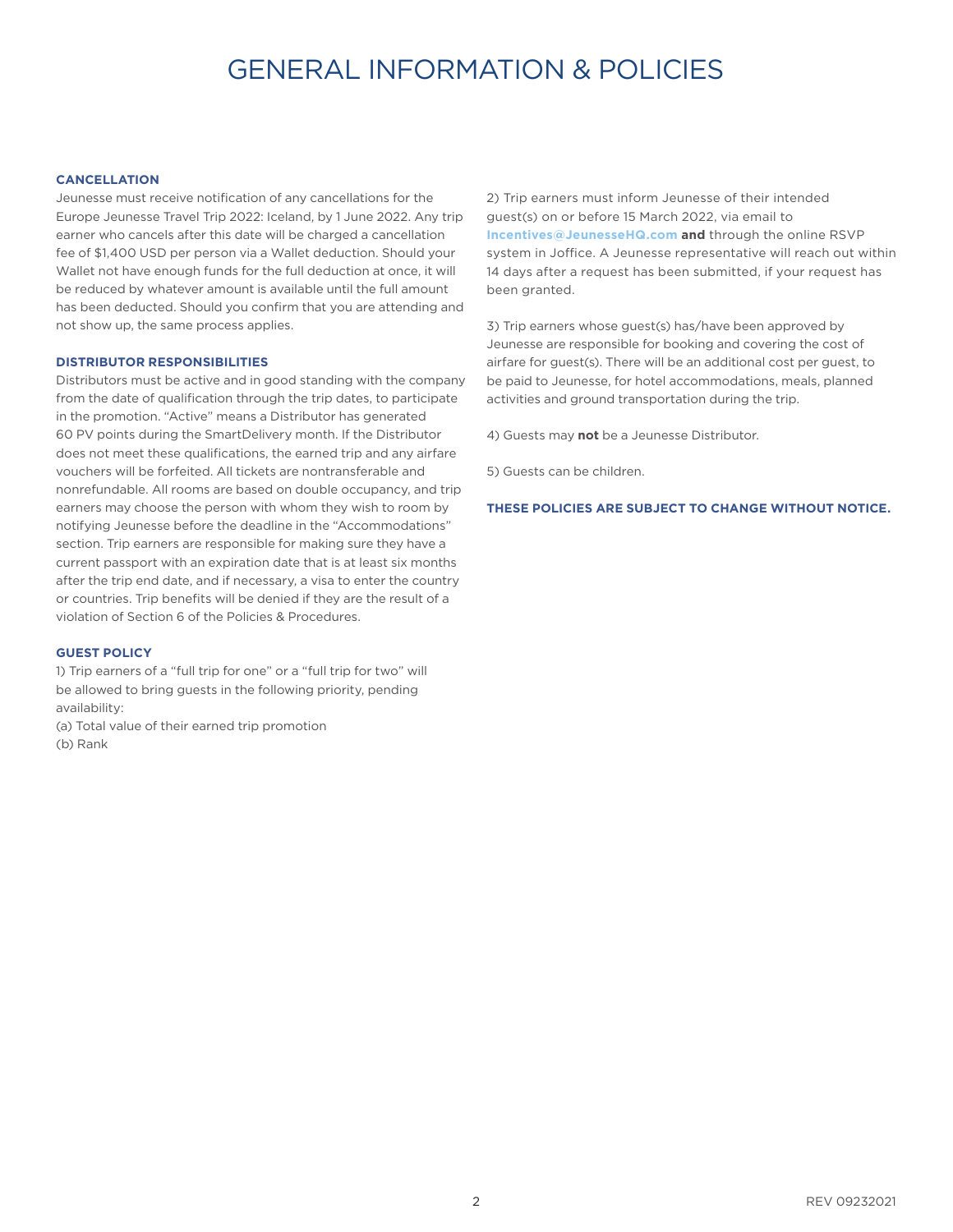# GENERAL INFORMATION & POLICIES

**CANCELLATION**

Jeunesse must receive notification of any cancellations for the Europe Jeunesse Travel Trip 2022: Iceland, by 1 June 2022. Any trip earner who cancels after this date will be charged a cancellation fee of $1,400 USD per person via a Wallet deduction. Should your Wallet not have enough funds for the full deduction at once, it will be reduced by whatever amount is available until the full amount has been deducted. Should you confirm that you are attending and not show up, the same process applies.

**DISTRIBUTOR RESPONSIBILITIES**

Distributors must be active and in good standing with the company from the date of qualification through the trip dates, to participate in the promotion. "Active" means a Distributor has generated 60 PV points during the SmartDelivery month. If the Distributor does not meet these qualifications, the earned trip and any airfare vouchers will be forfeited. All tickets are nontransferable and nonrefundable. All rooms are based on double occupancy, and trip earners may choose the person with whom they wish to room by notifying Jeunesse before the deadline in the "Accommodations" section. Trip earners are responsible for making sure they have a current passport with an expiration date that is at least six months after the trip end date, and if necessary, a visa to enter the country or countries. Trip benefits will be denied if they are the result of a violation of Section 6 of the Policies & Procedures.

**GUEST POLICY**

1) Trip earners of a "full trip for one" or a "full trip for two" will be allowed to bring guests in the following priority, pending availability:
(a) Total value of their earned trip promotion
(b) Rank

2) Trip earners must inform Jeunesse of their intended guest(s) on or before 15 March 2022, via email to **Incentives@JeunesseHQ.com** **and** through the online RSVP system in Joffice. A Jeunesse representative will reach out within 14 days after a request has been submitted, if your request has been granted.

3) Trip earners whose guest(s) has/have been approved by Jeunesse are responsible for booking and covering the cost of airfare for guest(s). There will be an additional cost per guest, to be paid to Jeunesse, for hotel accommodations, meals, planned activities and ground transportation during the trip.

4) Guests may **not** be a Jeunesse Distributor.

5) Guests can be children.

**THESE POLICIES ARE SUBJECT TO CHANGE WITHOUT NOTICE.**

REV 09232021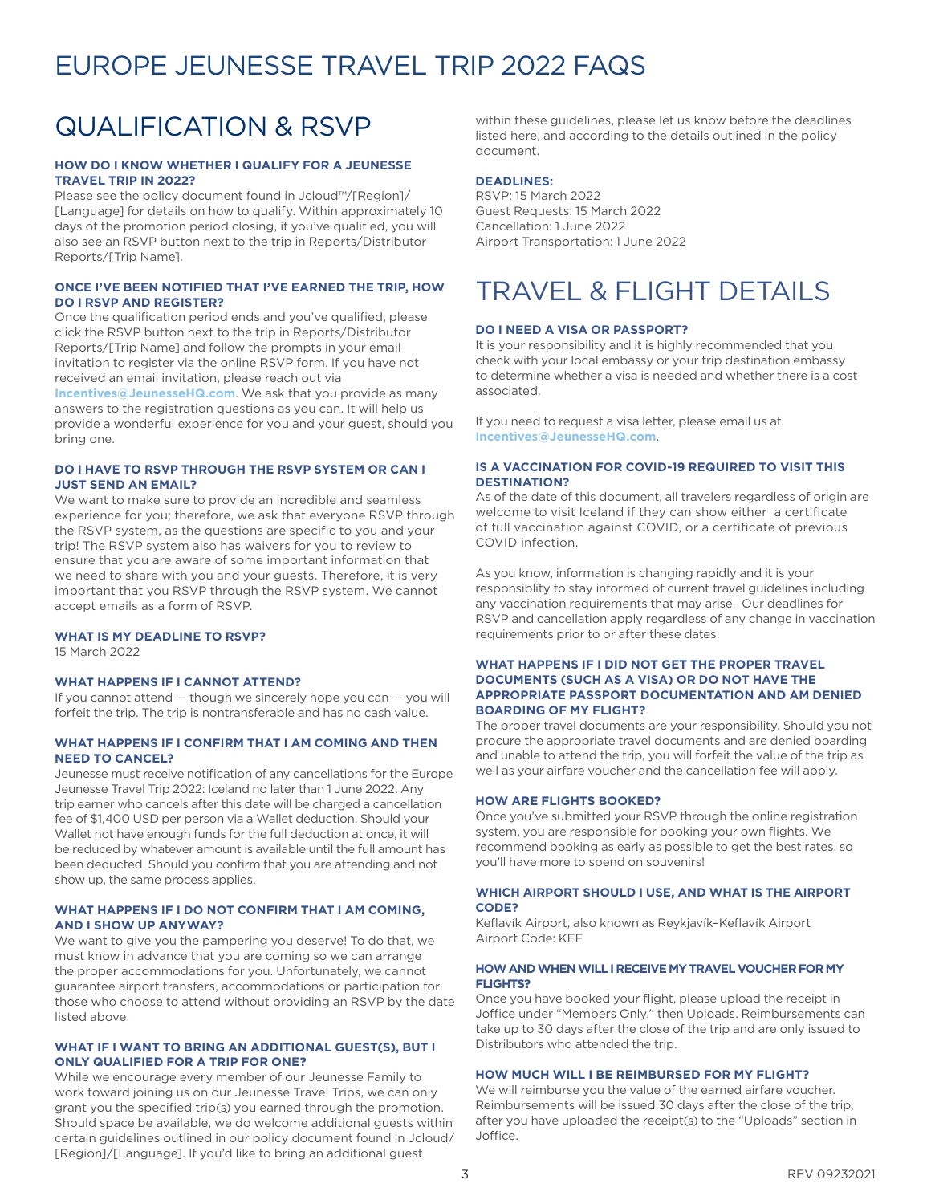# EUROPE JEUNESSE TRAVEL TRIP 2022 FAQS

## QUALIFICATION & RSVP

**HOW DO I KNOW WHETHER I QUALIFY FOR A JEUNESSE TRAVEL TRIP IN 2022?**

Please see the policy document found in Jcloud™/[Region]/[Language] for details on how to qualify. Within approximately 10 days of the promotion period closing, if you've qualified, you will also see an RSVP button next to the trip in Reports/Distributor Reports/[Trip Name].

**ONCE I'VE BEEN NOTIFIED THAT I'VE EARNED THE TRIP, HOW DO I RSVP AND REGISTER?**

Once the qualification period ends and you've qualified, please click the RSVP button next to the trip in Reports/Distributor Reports/[Trip Name] and follow the prompts in your email invitation to register via the online RSVP form. If you have not received an email invitation, please reach out via **Incentives@JeunesseHQ.com**. We ask that you provide as many answers to the registration questions as you can. It will help us provide a wonderful experience for you and your guest, should you bring one.

**DO I HAVE TO RSVP THROUGH THE RSVP SYSTEM OR CAN I JUST SEND AN EMAIL?**

We want to make sure to provide an incredible and seamless experience for you; therefore, we ask that everyone RSVP through the RSVP system, as the questions are specific to you and your trip! The RSVP system also has waivers for you to review to ensure that you are aware of some important information that we need to share with you and your guests. Therefore, it is very important that you RSVP through the RSVP system. We cannot accept emails as a form of RSVP.

**WHAT IS MY DEADLINE TO RSVP?**

15 March 2022

**WHAT HAPPENS IF I CANNOT ATTEND?**

If you cannot attend — though we sincerely hope you can — you will forfeit the trip. The trip is nontransferable and has no cash value.

**WHAT HAPPENS IF I CONFIRM THAT I AM COMING AND THEN NEED TO CANCEL?**

Jeunesse must receive notification of any cancellations for the Europe Jeunesse Travel Trip 2022: Iceland no later than 1 June 2022. Any trip earner who cancels after this date will be charged a cancellation fee of $1,400 USD per person via a Wallet deduction. Should your Wallet not have enough funds for the full deduction at once, it will be reduced by whatever amount is available until the full amount has been deducted. Should you confirm that you are attending and not show up, the same process applies.

**WHAT HAPPENS IF I DO NOT CONFIRM THAT I AM COMING, AND I SHOW UP ANYWAY?**

We want to give you the pampering you deserve! To do that, we must know in advance that you are coming so we can arrange the proper accommodations for you. Unfortunately, we cannot guarantee airport transfers, accommodations or participation for those who choose to attend without providing an RSVP by the date listed above.

**WHAT IF I WANT TO BRING AN ADDITIONAL GUEST(S), BUT I ONLY QUALIFIED FOR A TRIP FOR ONE?**

While we encourage every member of our Jeunesse Family to work toward joining us on our Jeunesse Travel Trips, we can only grant you the specified trip(s) you earned through the promotion. Should space be available, we do welcome additional guests within certain guidelines outlined in our policy document found in Jcloud/[Region]/[Language]. If you'd like to bring an additional guest within these guidelines, please let us know before the deadlines listed here, and according to the details outlined in the policy document.

**DEADLINES:**

RSVP: 15 March 2022
Guest Requests: 15 March 2022
Cancellation: 1 June 2022
Airport Transportation: 1 June 2022

## TRAVEL & FLIGHT DETAILS

**DO I NEED A VISA OR PASSPORT?**

It is your responsibility and it is highly recommended that you check with your local embassy or your trip destination embassy to determine whether a visa is needed and whether there is a cost associated.

If you need to request a visa letter, please email us at **Incentives@JeunesseHQ.com**.

**IS A VACCINATION FOR COVID-19 REQUIRED TO VISIT THIS DESTINATION?**

As of the date of this document, all travelers regardless of origin are welcome to visit Iceland if they can show either a certificate of full vaccination against COVID, or a certificate of previous COVID infection.

As you know, information is changing rapidly and it is your responsiblity to stay informed of current travel guidelines including any vaccination requirements that may arise. Our deadlines for RSVP and cancellation apply regardless of any change in vaccination requirements prior to or after these dates.

**WHAT HAPPENS IF I DID NOT GET THE PROPER TRAVEL DOCUMENTS (SUCH AS A VISA) OR DO NOT HAVE THE APPROPRIATE PASSPORT DOCUMENTATION AND AM DENIED BOARDING OF MY FLIGHT?**

The proper travel documents are your responsibility. Should you not procure the appropriate travel documents and are denied boarding and unable to attend the trip, you will forfeit the value of the trip as well as your airfare voucher and the cancellation fee will apply.

**HOW ARE FLIGHTS BOOKED?**

Once you've submitted your RSVP through the online registration system, you are responsible for booking your own flights. We recommend booking as early as possible to get the best rates, so you'll have more to spend on souvenirs!

**WHICH AIRPORT SHOULD I USE, AND WHAT IS THE AIRPORT CODE?**

Keflavík Airport, also known as Reykjavík–Keflavík Airport
Airport Code: KEF

**HOW AND WHEN WILL I RECEIVE MY TRAVEL VOUCHER FOR MY FLIGHTS?**

Once you have booked your flight, please upload the receipt in Joffice under "Members Only," then Uploads. Reimbursements can take up to 30 days after the close of the trip and are only issued to Distributors who attended the trip.

**HOW MUCH WILL I BE REIMBURSED FOR MY FLIGHT?**

We will reimburse you the value of the earned airfare voucher. Reimbursements will be issued 30 days after the close of the trip, after you have uploaded the receipt(s) to the "Uploads" section in Joffice.

REV 09232021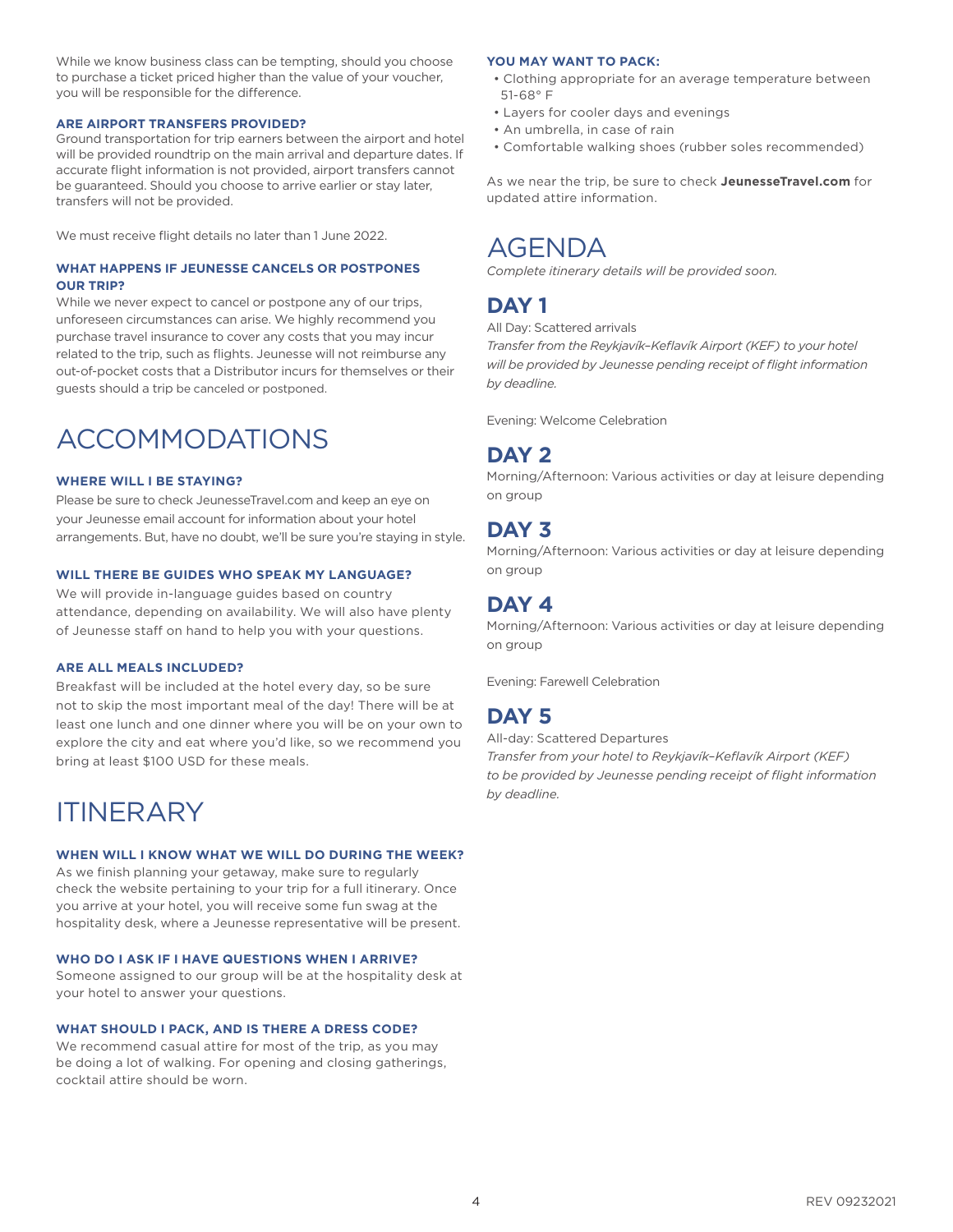While we know business class can be tempting, should you choose to purchase a ticket priced higher than the value of your voucher, you will be responsible for the difference.

### ARE AIRPORT TRANSFERS PROVIDED?

Ground transportation for trip earners between the airport and hotel will be provided roundtrip on the main arrival and departure dates. If accurate flight information is not provided, airport transfers cannot be guaranteed. Should you choose to arrive earlier or stay later, transfers will not be provided.

We must receive flight details no later than 1 June 2022.

### WHAT HAPPENS IF JEUNESSE CANCELS OR POSTPONES OUR TRIP?

While we never expect to cancel or postpone any of our trips, unforeseen circumstances can arise. We highly recommend you purchase travel insurance to cover any costs that you may incur related to the trip, such as flights. Jeunesse will not reimburse any out-of-pocket costs that a Distributor incurs for themselves or their guests should a trip be canceled or postponed.

# ACCOMMODATIONS

### WHERE WILL I BE STAYING?

Please be sure to check JeunesseTravel.com and keep an eye on your Jeunesse email account for information about your hotel arrangements. But, have no doubt, we'll be sure you're staying in style.

### WILL THERE BE GUIDES WHO SPEAK MY LANGUAGE?

We will provide in-language guides based on country attendance, depending on availability. We will also have plenty of Jeunesse staff on hand to help you with your questions.

### ARE ALL MEALS INCLUDED?

Breakfast will be included at the hotel every day, so be sure not to skip the most important meal of the day! There will be at least one lunch and one dinner where you will be on your own to explore the city and eat where you'd like, so we recommend you bring at least $100 USD for these meals.

# ITINERARY

### WHEN WILL I KNOW WHAT WE WILL DO DURING THE WEEK?

As we finish planning your getaway, make sure to regularly check the website pertaining to your trip for a full itinerary. Once you arrive at your hotel, you will receive some fun swag at the hospitality desk, where a Jeunesse representative will be present.

### WHO DO I ASK IF I HAVE QUESTIONS WHEN I ARRIVE?

Someone assigned to our group will be at the hospitality desk at your hotel to answer your questions.

### WHAT SHOULD I PACK, AND IS THERE A DRESS CODE?

We recommend casual attire for most of the trip, as you may be doing a lot of walking. For opening and closing gatherings, cocktail attire should be worn.

### YOU MAY WANT TO PACK:

- Clothing appropriate for an average temperature between 51-68° F
- Layers for cooler days and evenings
- An umbrella, in case of rain
- Comfortable walking shoes (rubber soles recommended)

As we near the trip, be sure to check **JeunesseTravel.com** for updated attire information.

# AGENDA

*Complete itinerary details will be provided soon.*

## DAY 1

All Day: Scattered arrivals

*Transfer from the Reykjavík–Keflavík Airport (KEF) to your hotel will be provided by Jeunesse pending receipt of flight information by deadline.*

Evening: Welcome Celebration

## DAY 2

Morning/Afternoon: Various activities or day at leisure depending on group

## DAY 3

Morning/Afternoon: Various activities or day at leisure depending on group

## DAY 4

Morning/Afternoon: Various activities or day at leisure depending on group

Evening: Farewell Celebration

## DAY 5

All-day: Scattered Departures

*Transfer from your hotel to Reykjavík–Keflavík Airport (KEF) to be provided by Jeunesse pending receipt of flight information by deadline.*

REV 09232021